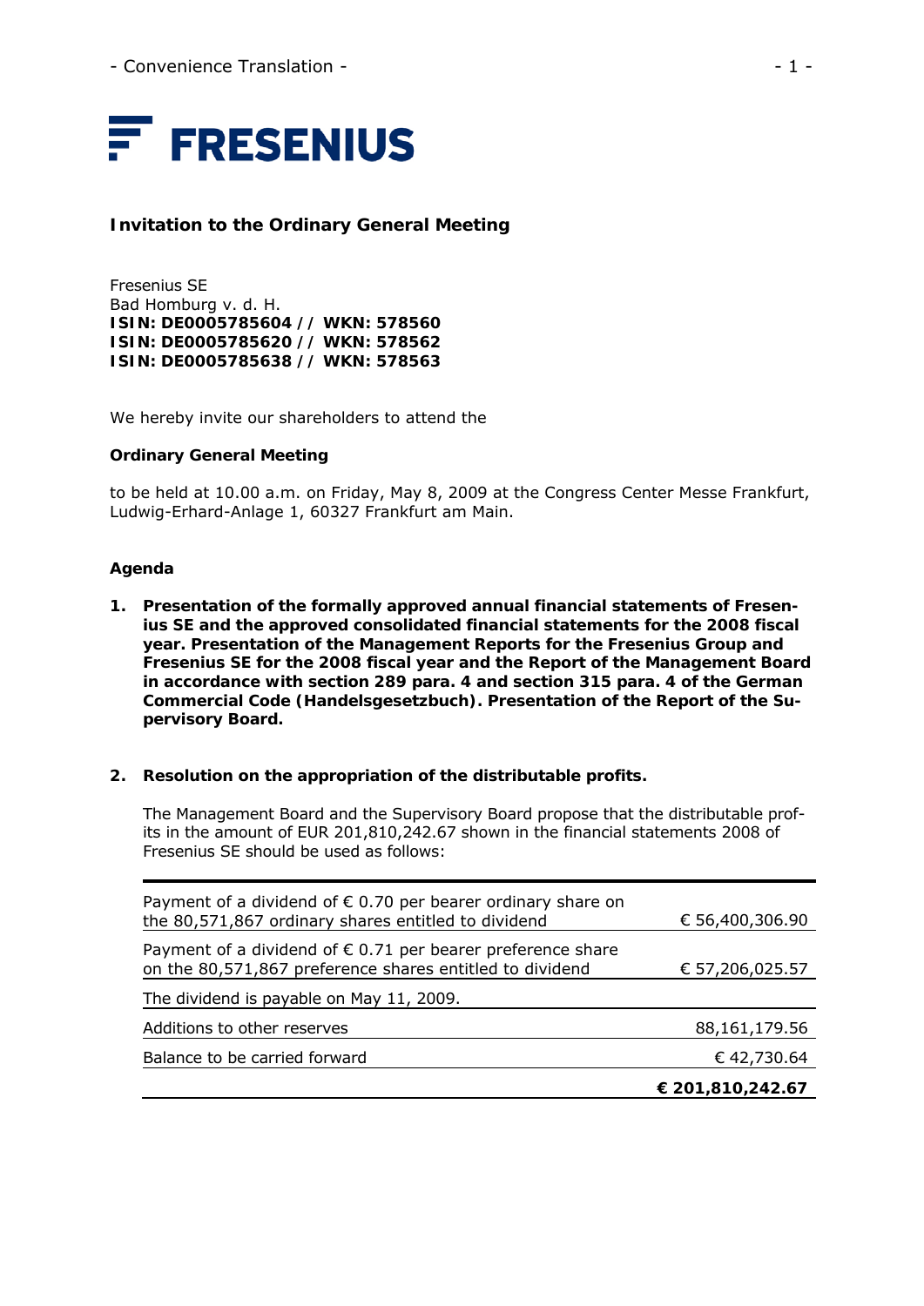- Convenience Translation -

FRESENIUS

## Invitation to the Ordinary General Meeting

Fresenius SE
Bad Homburg v. d. H.
**ISIN: DE0005785604 // WKN: 578560**
**ISIN: DE0005785620 // WKN: 578562**
**ISIN: DE0005785638 // WKN: 578563**

We hereby invite our shareholders to attend the

**Ordinary General Meeting**

to be held at 10.00 a.m. on Friday, May 8, 2009 at the Congress Center Messe Frankfurt, Ludwig-Erhard-Anlage 1, 60327 Frankfurt am Main.

### Agenda

1. **Presentation of the formally approved annual financial statements of Fresenius SE and the approved consolidated financial statements for the 2008 fiscal year. Presentation of the Management Reports for the Fresenius Group and Fresenius SE for the 2008 fiscal year and the Report of the Management Board in accordance with section 289 para. 4 and section 315 para. 4 of the German Commercial Code (Handelsgesetzbuch). Presentation of the Report of the Supervisory Board.**

2. **Resolution on the appropriation of the distributable profits.**

   The Management Board and the Supervisory Board propose that the distributable profits in the amount of EUR 201,810,242.67 shown in the financial statements 2008 of Fresenius SE should be used as follows:

| | |
|---|---|
| Payment of a dividend of € 0.70 per bearer ordinary share on the 80,571,867 ordinary shares entitled to dividend | € 56,400,306.90 |
| Payment of a dividend of € 0.71 per bearer preference share on the 80,571,867 preference shares entitled to dividend | € 57,206,025.57 |
| The dividend is payable on May 11, 2009. | |
| Additions to other reserves | 88,161,179.56 |
| Balance to be carried forward | € 42,730.64 |
| | **€ 201,810,242.67** |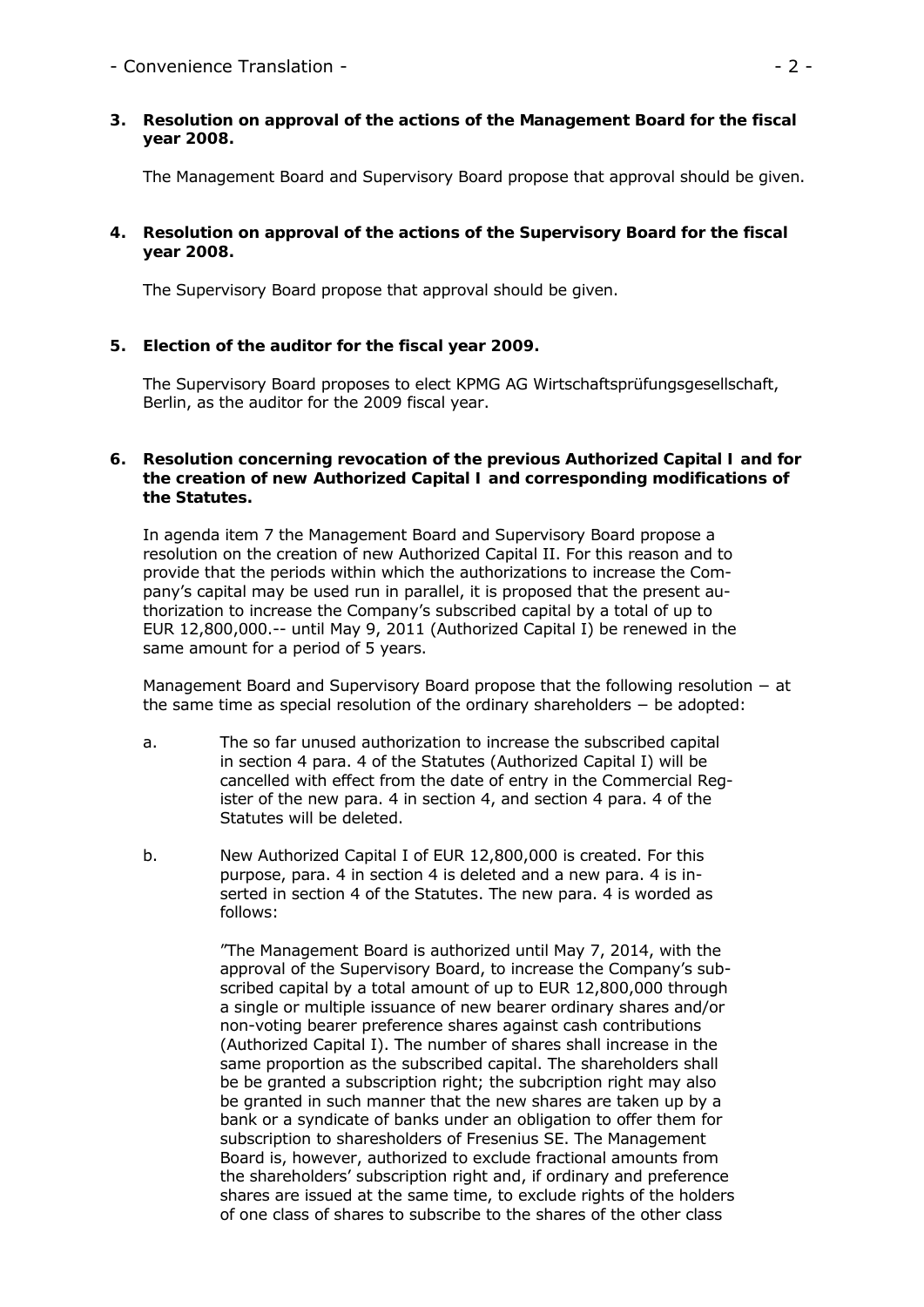**3. Resolution on approval of the actions of the Management Board for the fiscal year 2008.**

The Management Board and Supervisory Board propose that approval should be given.

**4. Resolution on approval of the actions of the Supervisory Board for the fiscal year 2008.**

The Supervisory Board propose that approval should be given.

**5. Election of the auditor for the fiscal year 2009.**

The Supervisory Board proposes to elect KPMG AG Wirtschaftsprüfungsgesellschaft, Berlin, as the auditor for the 2009 fiscal year.

**6. Resolution concerning revocation of the previous Authorized Capital I and for the creation of new Authorized Capital I and corresponding modifications of the Statutes.**

In agenda item 7 the Management Board and Supervisory Board propose a resolution on the creation of new Authorized Capital II. For this reason and to provide that the periods within which the authorizations to increase the Company's capital may be used run in parallel, it is proposed that the present authorization to increase the Company's subscribed capital by a total of up to EUR 12,800,000.-- until May 9, 2011 (Authorized Capital I) be renewed in the same amount for a period of 5 years.

Management Board and Supervisory Board propose that the following resolution − at the same time as special resolution of the ordinary shareholders − be adopted:

a. The so far unused authorization to increase the subscribed capital in section 4 para. 4 of the Statutes (Authorized Capital I) will be cancelled with effect from the date of entry in the Commercial Register of the new para. 4 in section 4, and section 4 para. 4 of the Statutes will be deleted.

b. New Authorized Capital I of EUR 12,800,000 is created. For this purpose, para. 4 in section 4 is deleted and a new para. 4 is inserted in section 4 of the Statutes. The new para. 4 is worded as follows:

"The Management Board is authorized until May 7, 2014, with the approval of the Supervisory Board, to increase the Company's subscribed capital by a total amount of up to EUR 12,800,000 through a single or multiple issuance of new bearer ordinary shares and/or non-voting bearer preference shares against cash contributions (Authorized Capital I). The number of shares shall increase in the same proportion as the subscribed capital. The shareholders shall be be granted a subscription right; the subcription right may also be granted in such manner that the new shares are taken up by a bank or a syndicate of banks under an obligation to offer them for subscription to sharesholders of Fresenius SE. The Management Board is, however, authorized to exclude fractional amounts from the shareholders' subscription right and, if ordinary and preference shares are issued at the same time, to exclude rights of the holders of one class of shares to subscribe to the shares of the other class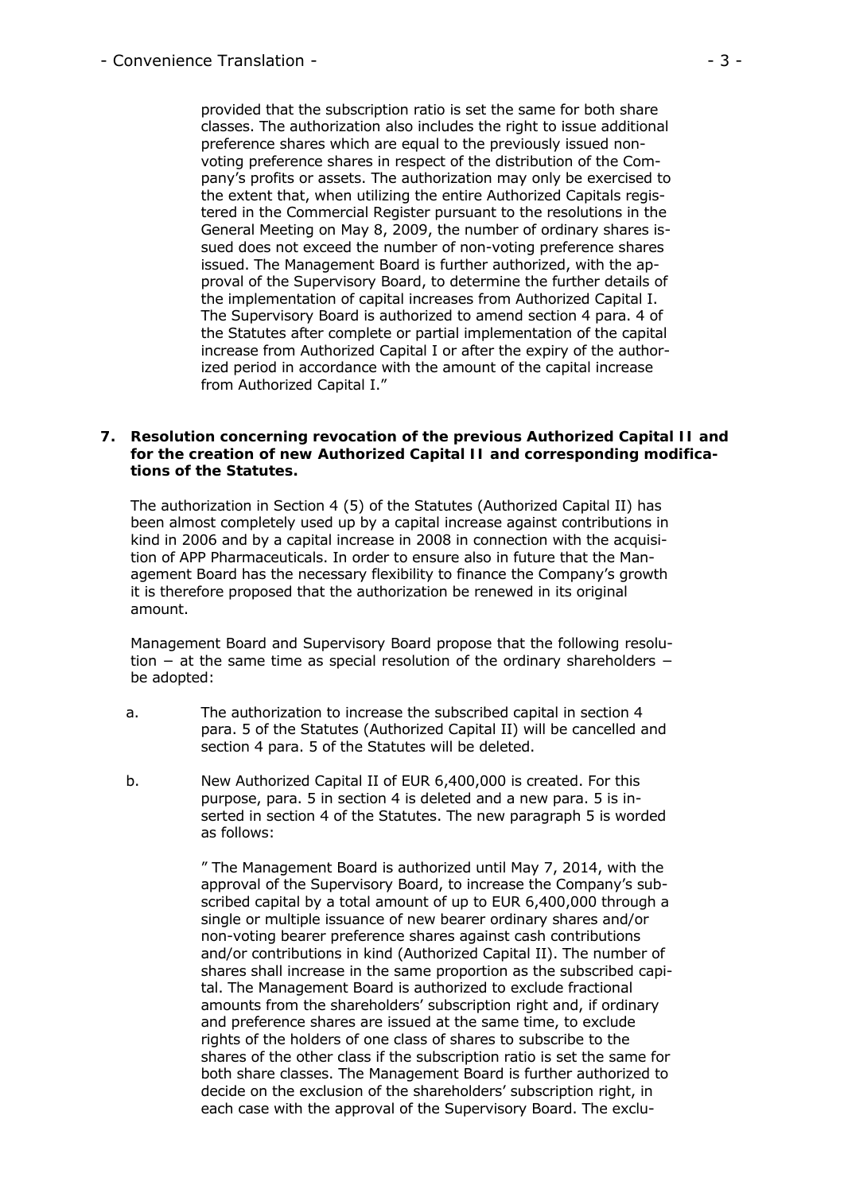provided that the subscription ratio is set the same for both share classes. The authorization also includes the right to issue additional preference shares which are equal to the previously issued non-voting preference shares in respect of the distribution of the Company's profits or assets. The authorization may only be exercised to the extent that, when utilizing the entire Authorized Capitals registered in the Commercial Register pursuant to the resolutions in the General Meeting on May 8, 2009, the number of ordinary shares issued does not exceed the number of non-voting preference shares issued. The Management Board is further authorized, with the approval of the Supervisory Board, to determine the further details of the implementation of capital increases from Authorized Capital I. The Supervisory Board is authorized to amend section 4 para. 4 of the Statutes after complete or partial implementation of the capital increase from Authorized Capital I or after the expiry of the authorized period in accordance with the amount of the capital increase from Authorized Capital I."

**7. Resolution concerning revocation of the previous Authorized Capital II and for the creation of new Authorized Capital II and corresponding modifications of the Statutes.**

The authorization in Section 4 (5) of the Statutes (Authorized Capital II) has been almost completely used up by a capital increase against contributions in kind in 2006 and by a capital increase in 2008 in connection with the acquisition of APP Pharmaceuticals. In order to ensure also in future that the Management Board has the necessary flexibility to finance the Company's growth it is therefore proposed that the authorization be renewed in its original amount.

Management Board and Supervisory Board propose that the following resolution − at the same time as special resolution of the ordinary shareholders − be adopted:

a. The authorization to increase the subscribed capital in section 4 para. 5 of the Statutes (Authorized Capital II) will be cancelled and section 4 para. 5 of the Statutes will be deleted.

b. New Authorized Capital II of EUR 6,400,000 is created. For this purpose, para. 5 in section 4 is deleted and a new para. 5 is inserted in section 4 of the Statutes. The new paragraph 5 is worded as follows:

" The Management Board is authorized until May 7, 2014, with the approval of the Supervisory Board, to increase the Company's subscribed capital by a total amount of up to EUR 6,400,000 through a single or multiple issuance of new bearer ordinary shares and/or non-voting bearer preference shares against cash contributions and/or contributions in kind (Authorized Capital II). The number of shares shall increase in the same proportion as the subscribed capital. The Management Board is authorized to exclude fractional amounts from the shareholders' subscription right and, if ordinary and preference shares are issued at the same time, to exclude rights of the holders of one class of shares to subscribe to the shares of the other class if the subscription ratio is set the same for both share classes. The Management Board is further authorized to decide on the exclusion of the shareholders' subscription right, in each case with the approval of the Supervisory Board. The exclu-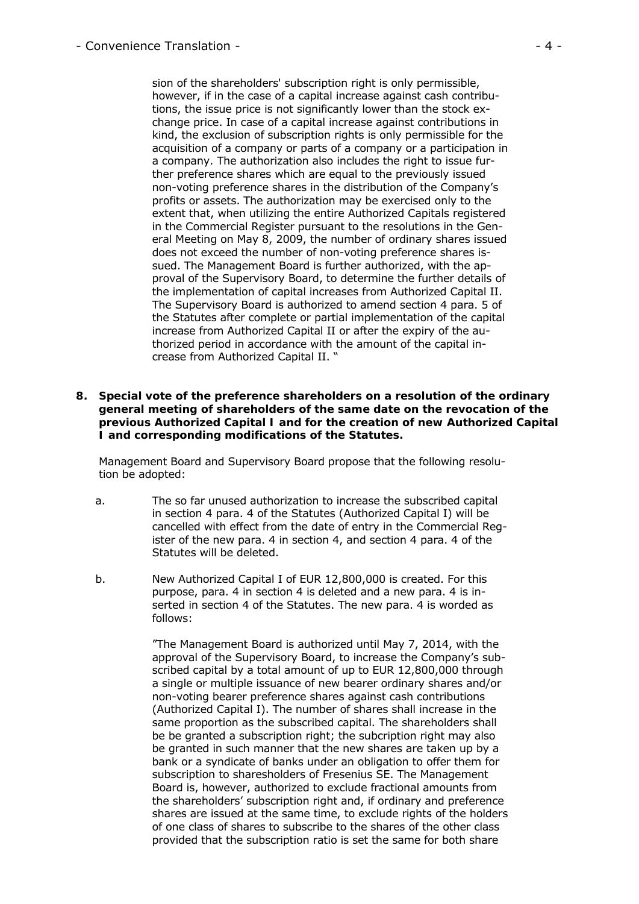sion of the shareholders' subscription right is only permissible, however, if in the case of a capital increase against cash contributions, the issue price is not significantly lower than the stock exchange price. In case of a capital increase against contributions in kind, the exclusion of subscription rights is only permissible for the acquisition of a company or parts of a company or a participation in a company. The authorization also includes the right to issue further preference shares which are equal to the previously issued non-voting preference shares in the distribution of the Company's profits or assets. The authorization may be exercised only to the extent that, when utilizing the entire Authorized Capitals registered in the Commercial Register pursuant to the resolutions in the General Meeting on May 8, 2009, the number of ordinary shares issued does not exceed the number of non-voting preference shares issued. The Management Board is further authorized, with the approval of the Supervisory Board, to determine the further details of the implementation of capital increases from Authorized Capital II. The Supervisory Board is authorized to amend section 4 para. 5 of the Statutes after complete or partial implementation of the capital increase from Authorized Capital II or after the expiry of the authorized period in accordance with the amount of the capital increase from Authorized Capital II. "

**8. Special vote of the preference shareholders on a resolution of the ordinary general meeting of shareholders of the same date on the revocation of the previous Authorized Capital I and for the creation of new Authorized Capital I and corresponding modifications of the Statutes.**

Management Board and Supervisory Board propose that the following resolution be adopted:

a. The so far unused authorization to increase the subscribed capital in section 4 para. 4 of the Statutes (Authorized Capital I) will be cancelled with effect from the date of entry in the Commercial Register of the new para. 4 in section 4, and section 4 para. 4 of the Statutes will be deleted.

b. New Authorized Capital I of EUR 12,800,000 is created. For this purpose, para. 4 in section 4 is deleted and a new para. 4 is inserted in section 4 of the Statutes. The new para. 4 is worded as follows:

"The Management Board is authorized until May 7, 2014, with the approval of the Supervisory Board, to increase the Company's subscribed capital by a total amount of up to EUR 12,800,000 through a single or multiple issuance of new bearer ordinary shares and/or non-voting bearer preference shares against cash contributions (Authorized Capital I). The number of shares shall increase in the same proportion as the subscribed capital. The shareholders shall be be granted a subscription right; the subcription right may also be granted in such manner that the new shares are taken up by a bank or a syndicate of banks under an obligation to offer them for subscription to sharesholders of Fresenius SE. The Management Board is, however, authorized to exclude fractional amounts from the shareholders' subscription right and, if ordinary and preference shares are issued at the same time, to exclude rights of the holders of one class of shares to subscribe to the shares of the other class provided that the subscription ratio is set the same for both share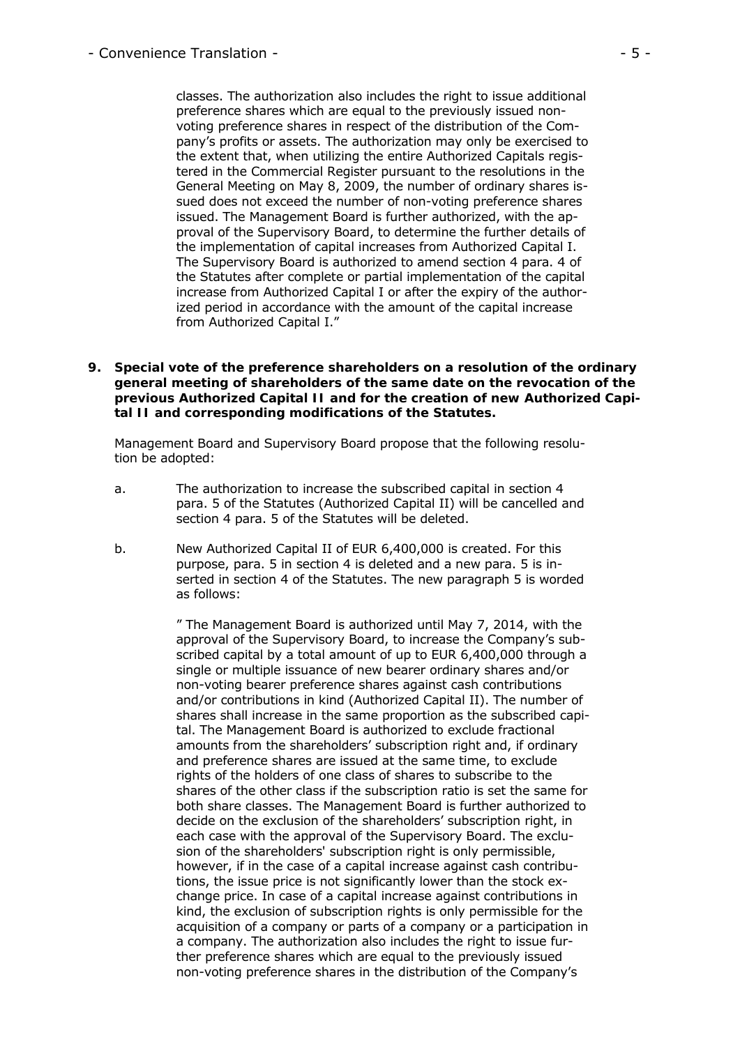classes. The authorization also includes the right to issue additional preference shares which are equal to the previously issued non-voting preference shares in respect of the distribution of the Company's profits or assets. The authorization may only be exercised to the extent that, when utilizing the entire Authorized Capitals registered in the Commercial Register pursuant to the resolutions in the General Meeting on May 8, 2009, the number of ordinary shares issued does not exceed the number of non-voting preference shares issued. The Management Board is further authorized, with the approval of the Supervisory Board, to determine the further details of the implementation of capital increases from Authorized Capital I. The Supervisory Board is authorized to amend section 4 para. 4 of the Statutes after complete or partial implementation of the capital increase from Authorized Capital I or after the expiry of the authorized period in accordance with the amount of the capital increase from Authorized Capital I."

**9. Special vote of the preference shareholders on a resolution of the ordinary general meeting of shareholders of the same date on the revocation of the previous Authorized Capital II and for the creation of new Authorized Capital II and corresponding modifications of the Statutes.**

Management Board and Supervisory Board propose that the following resolution be adopted:

a. The authorization to increase the subscribed capital in section 4 para. 5 of the Statutes (Authorized Capital II) will be cancelled and section 4 para. 5 of the Statutes will be deleted.

b. New Authorized Capital II of EUR 6,400,000 is created. For this purpose, para. 5 in section 4 is deleted and a new para. 5 is inserted in section 4 of the Statutes. The new paragraph 5 is worded as follows:

" The Management Board is authorized until May 7, 2014, with the approval of the Supervisory Board, to increase the Company's subscribed capital by a total amount of up to EUR 6,400,000 through a single or multiple issuance of new bearer ordinary shares and/or non-voting bearer preference shares against cash contributions and/or contributions in kind (Authorized Capital II). The number of shares shall increase in the same proportion as the subscribed capital. The Management Board is authorized to exclude fractional amounts from the shareholders' subscription right and, if ordinary and preference shares are issued at the same time, to exclude rights of the holders of one class of shares to subscribe to the shares of the other class if the subscription ratio is set the same for both share classes. The Management Board is further authorized to decide on the exclusion of the shareholders' subscription right, in each case with the approval of the Supervisory Board. The exclusion of the shareholders' subscription right is only permissible, however, if in the case of a capital increase against cash contributions, the issue price is not significantly lower than the stock exchange price. In case of a capital increase against contributions in kind, the exclusion of subscription rights is only permissible for the acquisition of a company or parts of a company or a participation in a company. The authorization also includes the right to issue further preference shares which are equal to the previously issued non-voting preference shares in the distribution of the Company's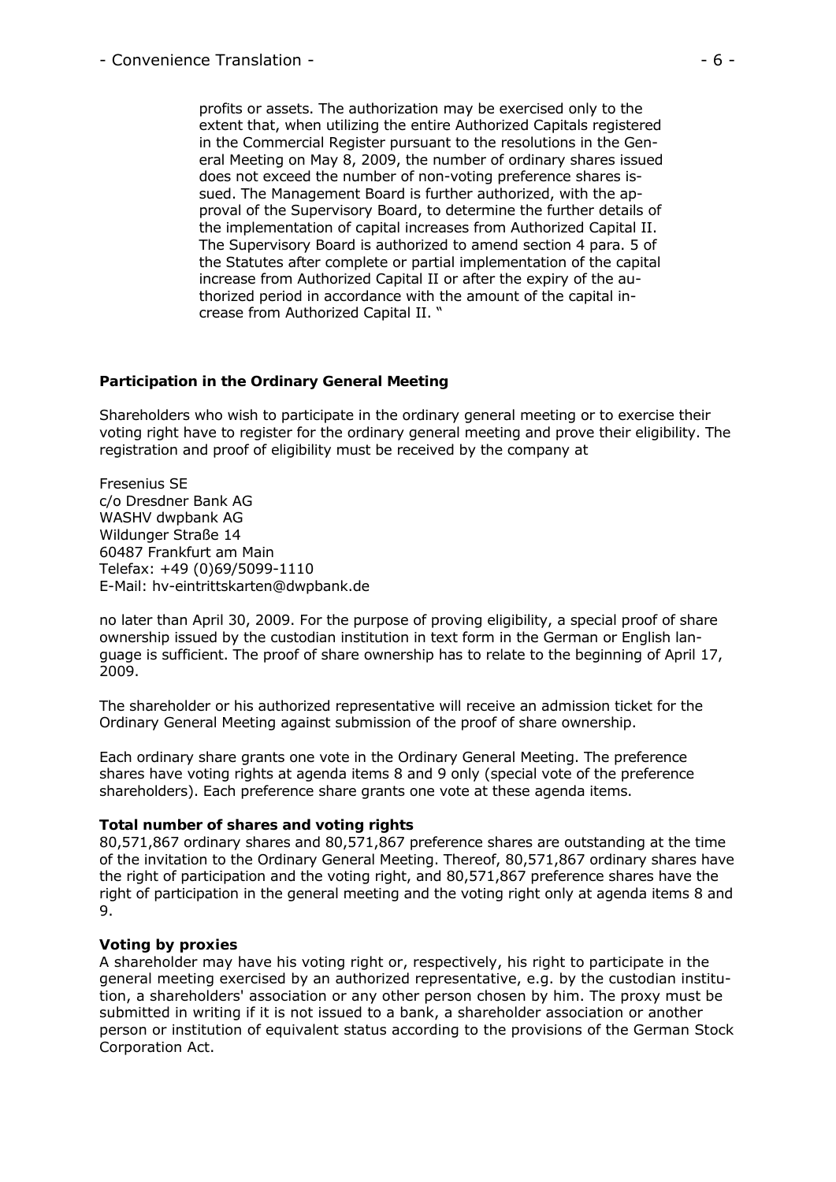profits or assets. The authorization may be exercised only to the extent that, when utilizing the entire Authorized Capitals registered in the Commercial Register pursuant to the resolutions in the General Meeting on May 8, 2009, the number of ordinary shares issued does not exceed the number of non-voting preference shares issued. The Management Board is further authorized, with the approval of the Supervisory Board, to determine the further details of the implementation of capital increases from Authorized Capital II. The Supervisory Board is authorized to amend section 4 para. 5 of the Statutes after complete or partial implementation of the capital increase from Authorized Capital II or after the expiry of the authorized period in accordance with the amount of the capital increase from Authorized Capital II. "

### Participation in the Ordinary General Meeting

Shareholders who wish to participate in the ordinary general meeting or to exercise their voting right have to register for the ordinary general meeting and prove their eligibility. The registration and proof of eligibility must be received by the company at

Fresenius SE
c/o Dresdner Bank AG
WASHV dwpbank AG
Wildunger Straße 14
60487 Frankfurt am Main
Telefax: +49 (0)69/5099-1110
E-Mail: hv-eintrittskarten@dwpbank.de

no later than April 30, 2009. For the purpose of proving eligibility, a special proof of share ownership issued by the custodian institution in text form in the German or English language is sufficient. The proof of share ownership has to relate to the beginning of April 17, 2009.

The shareholder or his authorized representative will receive an admission ticket for the Ordinary General Meeting against submission of the proof of share ownership.

Each ordinary share grants one vote in the Ordinary General Meeting. The preference shares have voting rights at agenda items 8 and 9 only (special vote of the preference shareholders). Each preference share grants one vote at these agenda items.

### Total number of shares and voting rights

80,571,867 ordinary shares and 80,571,867 preference shares are outstanding at the time of the invitation to the Ordinary General Meeting. Thereof, 80,571,867 ordinary shares have the right of participation and the voting right, and 80,571,867 preference shares have the right of participation in the general meeting and the voting right only at agenda items 8 and 9.

### Voting by proxies

A shareholder may have his voting right or, respectively, his right to participate in the general meeting exercised by an authorized representative, e.g. by the custodian institution, a shareholders' association or any other person chosen by him. The proxy must be submitted in writing if it is not issued to a bank, a shareholder association or another person or institution of equivalent status according to the provisions of the German Stock Corporation Act.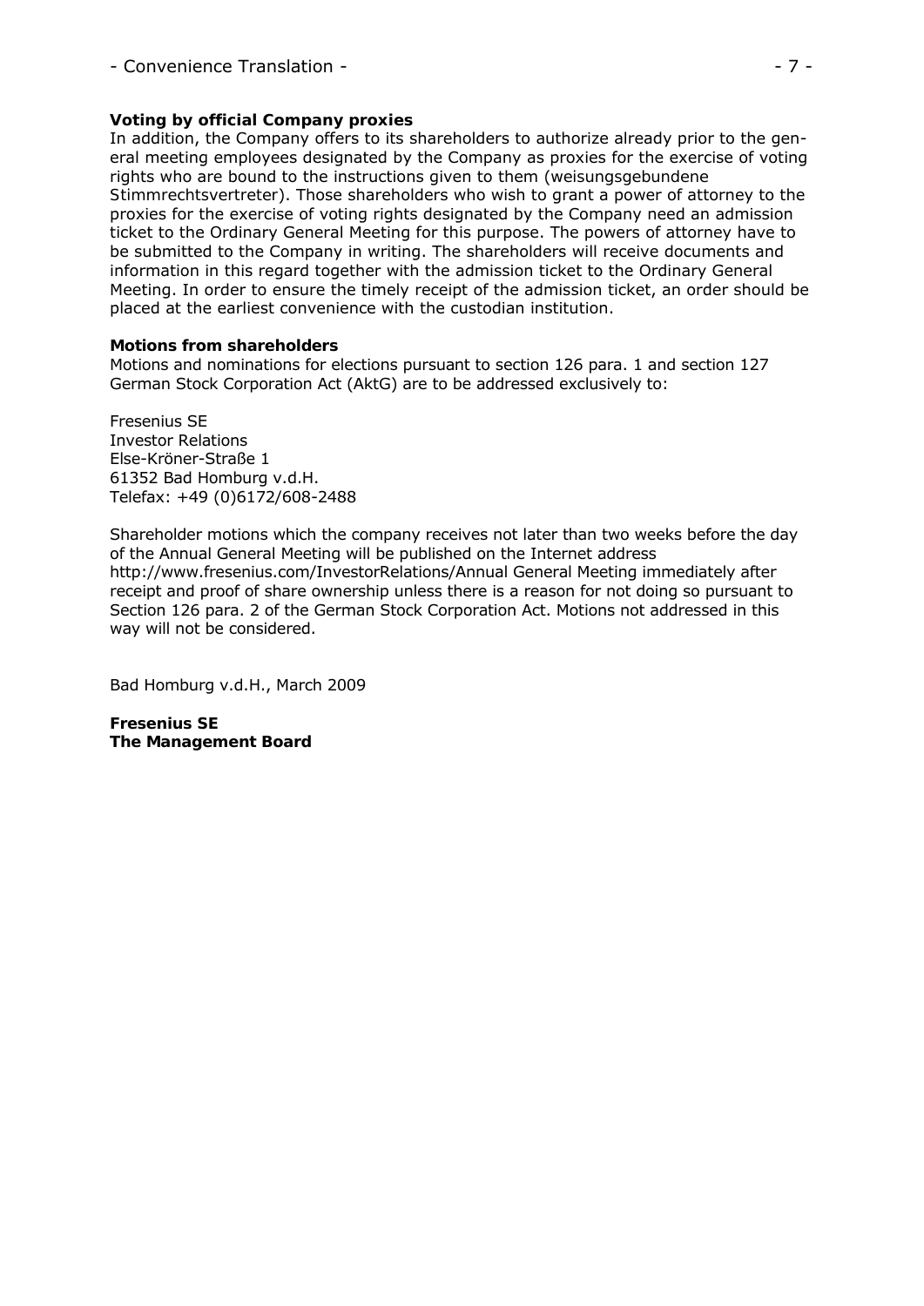**Voting by official Company proxies**

In addition, the Company offers to its shareholders to authorize already prior to the general meeting employees designated by the Company as proxies for the exercise of voting rights who are bound to the instructions given to them (weisungsgebundene Stimmrechtsvertreter). Those shareholders who wish to grant a power of attorney to the proxies for the exercise of voting rights designated by the Company need an admission ticket to the Ordinary General Meeting for this purpose. The powers of attorney have to be submitted to the Company in writing. The shareholders will receive documents and information in this regard together with the admission ticket to the Ordinary General Meeting. In order to ensure the timely receipt of the admission ticket, an order should be placed at the earliest convenience with the custodian institution.

**Motions from shareholders**

Motions and nominations for elections pursuant to section 126 para. 1 and section 127 German Stock Corporation Act (AktG) are to be addressed exclusively to:

Fresenius SE
Investor Relations
Else-Kröner-Straße 1
61352 Bad Homburg v.d.H.
Telefax: +49 (0)6172/608-2488

Shareholder motions which the company receives not later than two weeks before the day of the Annual General Meeting will be published on the Internet address http://www.fresenius.com/InvestorRelations/Annual General Meeting immediately after receipt and proof of share ownership unless there is a reason for not doing so pursuant to Section 126 para. 2 of the German Stock Corporation Act. Motions not addressed in this way will not be considered.

Bad Homburg v.d.H., March 2009

**Fresenius SE**
**The Management Board**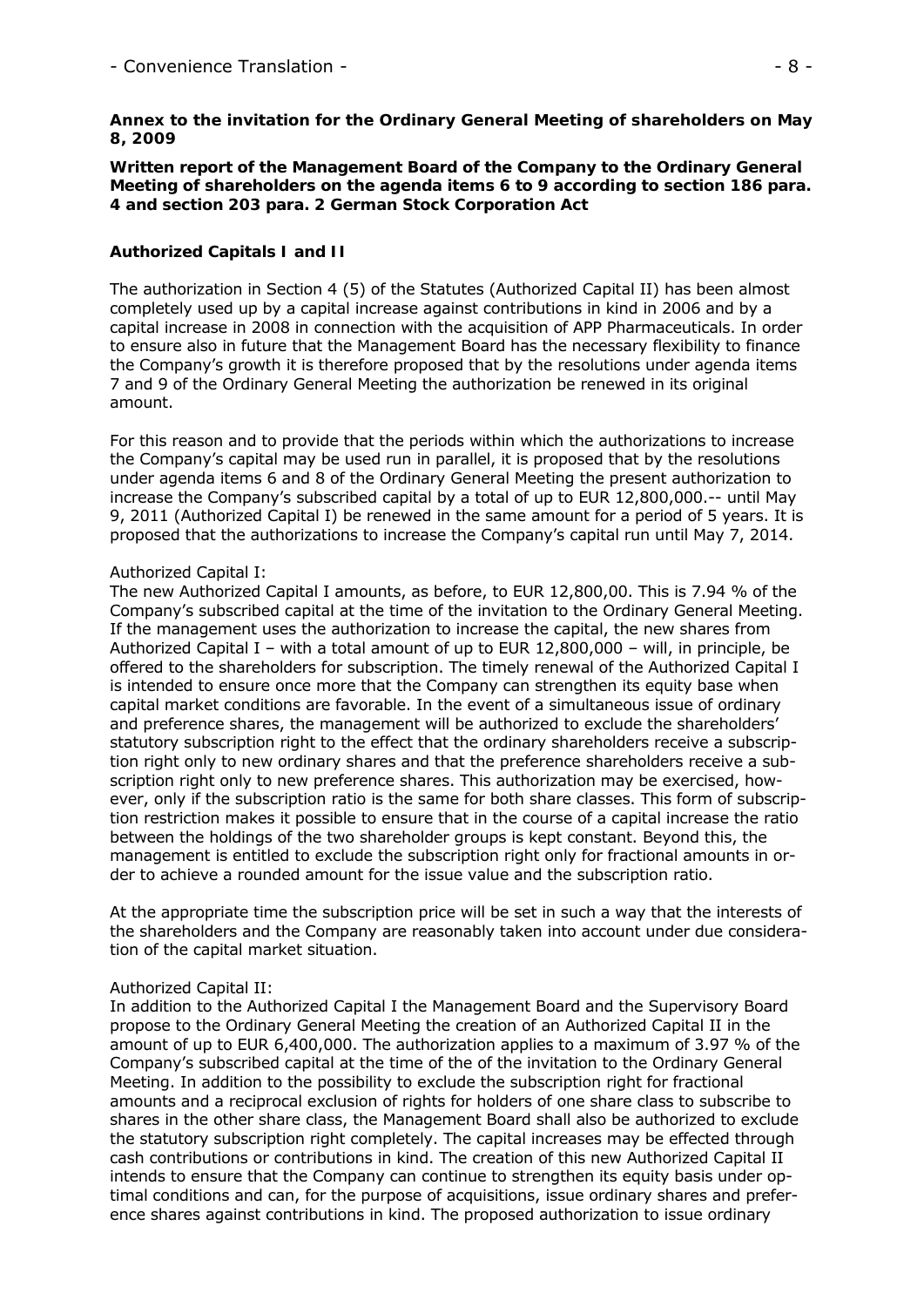**Annex to the invitation for the Ordinary General Meeting of shareholders on May 8, 2009**

**Written report of the Management Board of the Company to the Ordinary General Meeting of shareholders on the agenda items 6 to 9 according to section 186 para. 4 and section 203 para. 2 German Stock Corporation Act**

**Authorized Capitals I and II**

The authorization in Section 4 (5) of the Statutes (Authorized Capital II) has been almost completely used up by a capital increase against contributions in kind in 2006 and by a capital increase in 2008 in connection with the acquisition of APP Pharmaceuticals. In order to ensure also in future that the Management Board has the necessary flexibility to finance the Company's growth it is therefore proposed that by the resolutions under agenda items 7 and 9 of the Ordinary General Meeting the authorization be renewed in its original amount.

For this reason and to provide that the periods within which the authorizations to increase the Company's capital may be used run in parallel, it is proposed that by the resolutions under agenda items 6 and 8 of the Ordinary General Meeting the present authorization to increase the Company's subscribed capital by a total of up to EUR 12,800,000.-- until May 9, 2011 (Authorized Capital I) be renewed in the same amount for a period of 5 years. It is proposed that the authorizations to increase the Company's capital run until May 7, 2014.

Authorized Capital I:

The new Authorized Capital I amounts, as before, to EUR 12,800,00. This is 7.94 % of the Company's subscribed capital at the time of the invitation to the Ordinary General Meeting. If the management uses the authorization to increase the capital, the new shares from Authorized Capital I – with a total amount of up to EUR 12,800,000 – will, in principle, be offered to the shareholders for subscription. The timely renewal of the Authorized Capital I is intended to ensure once more that the Company can strengthen its equity base when capital market conditions are favorable. In the event of a simultaneous issue of ordinary and preference shares, the management will be authorized to exclude the shareholders' statutory subscription right to the effect that the ordinary shareholders receive a subscription right only to new ordinary shares and that the preference shareholders receive a subscription right only to new preference shares. This authorization may be exercised, however, only if the subscription ratio is the same for both share classes. This form of subscription restriction makes it possible to ensure that in the course of a capital increase the ratio between the holdings of the two shareholder groups is kept constant. Beyond this, the management is entitled to exclude the subscription right only for fractional amounts in order to achieve a rounded amount for the issue value and the subscription ratio.

At the appropriate time the subscription price will be set in such a way that the interests of the shareholders and the Company are reasonably taken into account under due consideration of the capital market situation.

Authorized Capital II:

In addition to the Authorized Capital I the Management Board and the Supervisory Board propose to the Ordinary General Meeting the creation of an Authorized Capital II in the amount of up to EUR 6,400,000. The authorization applies to a maximum of 3.97 % of the Company's subscribed capital at the time of the of the invitation to the Ordinary General Meeting. In addition to the possibility to exclude the subscription right for fractional amounts and a reciprocal exclusion of rights for holders of one share class to subscribe to shares in the other share class, the Management Board shall also be authorized to exclude the statutory subscription right completely. The capital increases may be effected through cash contributions or contributions in kind. The creation of this new Authorized Capital II intends to ensure that the Company can continue to strengthen its equity basis under optimal conditions and can, for the purpose of acquisitions, issue ordinary shares and preference shares against contributions in kind. The proposed authorization to issue ordinary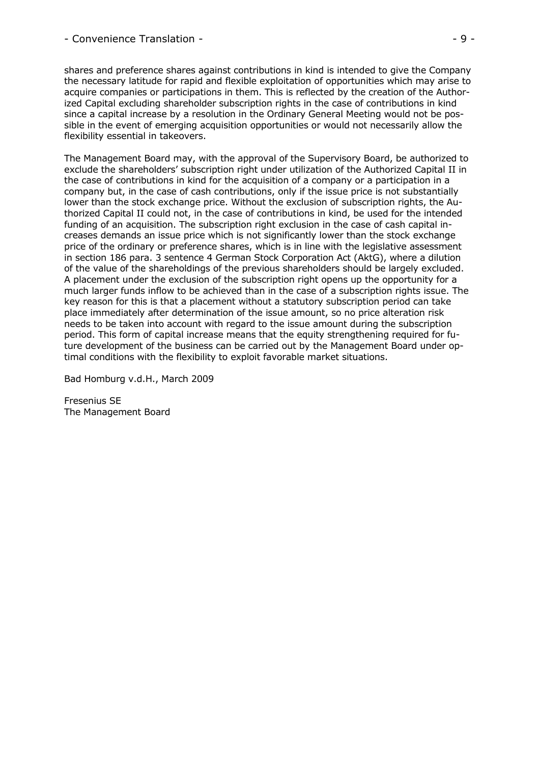shares and preference shares against contributions in kind is intended to give the Company the necessary latitude for rapid and flexible exploitation of opportunities which may arise to acquire companies or participations in them. This is reflected by the creation of the Authorized Capital excluding shareholder subscription rights in the case of contributions in kind since a capital increase by a resolution in the Ordinary General Meeting would not be possible in the event of emerging acquisition opportunities or would not necessarily allow the flexibility essential in takeovers.

The Management Board may, with the approval of the Supervisory Board, be authorized to exclude the shareholders' subscription right under utilization of the Authorized Capital II in the case of contributions in kind for the acquisition of a company or a participation in a company but, in the case of cash contributions, only if the issue price is not substantially lower than the stock exchange price. Without the exclusion of subscription rights, the Authorized Capital II could not, in the case of contributions in kind, be used for the intended funding of an acquisition. The subscription right exclusion in the case of cash capital increases demands an issue price which is not significantly lower than the stock exchange price of the ordinary or preference shares, which is in line with the legislative assessment in section 186 para. 3 sentence 4 German Stock Corporation Act (AktG), where a dilution of the value of the shareholdings of the previous shareholders should be largely excluded. A placement under the exclusion of the subscription right opens up the opportunity for a much larger funds inflow to be achieved than in the case of a subscription rights issue. The key reason for this is that a placement without a statutory subscription period can take place immediately after determination of the issue amount, so no price alteration risk needs to be taken into account with regard to the issue amount during the subscription period. This form of capital increase means that the equity strengthening required for future development of the business can be carried out by the Management Board under optimal conditions with the flexibility to exploit favorable market situations.

Bad Homburg v.d.H., March 2009

Fresenius SE
The Management Board